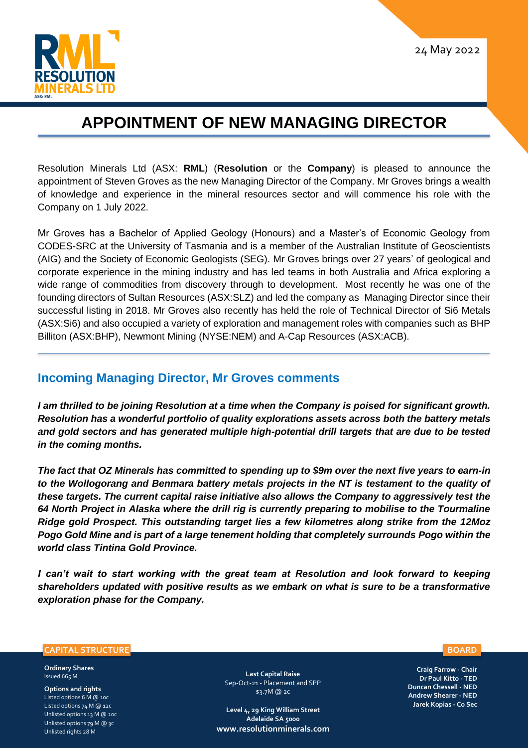24 May 2022

# APPOINTMENT OF NEW MANAGING DIRECTOR

Resolution Minerals Ltd (ASX: **RML**) (**Resolution** or the **Company**) is pleased to announce the appointment of Steven Groves as the new Managing Director of the Company. Mr Groves brings a wealth of knowledge and experience in the mineral resources sector and will commence his role with the Company on 1 July 2022.

Mr Groves has a Bachelor of Applied Geology (Honours) and a Master's of Economic Geology from CODES-SRC at the University of Tasmania and is a member of the Australian Institute of Geoscientists (AIG) and the Society of Economic Geologists (SEG). Mr Groves brings over 27 years' of geological and corporate experience in the mining industry and has led teams in both Australia and Africa exploring a wide range of commodities from discovery through to development. Most recently he was one of the founding directors of Sultan Resources (ASX:SLZ) and led the company as Managing Director since their successful listing in 2018. Mr Groves also recently has held the role of Technical Director of Si6 Metals (ASX:Si6) and also occupied a variety of exploration and management roles with companies such as BHP Billiton (ASX:BHP), Newmont Mining (NYSE:NEM) and A-Cap Resources (ASX:ACB).

## Incoming Managing Director, Mr Groves comments

***I am thrilled to be joining Resolution at a time when the Company is poised for significant growth. Resolution has a wonderful portfolio of quality explorations assets across both the battery metals and gold sectors and has generated multiple high-potential drill targets that are due to be tested in the coming months.***

***The fact that OZ Minerals has committed to spending up to $9m over the next five years to earn-in to the Wollogorang and Benmara battery metals projects in the NT is testament to the quality of these targets. The current capital raise initiative also allows the Company to aggressively test the 64 North Project in Alaska where the drill rig is currently preparing to mobilise to the Tourmaline Ridge gold Prospect. This outstanding target lies a few kilometres along strike from the 12Moz Pogo Gold Mine and is part of a large tenement holding that completely surrounds Pogo within the world class Tintina Gold Province.***

***I can't wait to start working with the great team at Resolution and look forward to keeping shareholders updated with positive results as we embark on what is sure to be a transformative exploration phase for the Company.***

**CAPITAL STRUCTURE**

**Ordinary Shares**
Issued 665 M

**Options and rights**
Listed options 6 M @ 10c
Listed options 74 M @ 12c
Unlisted options 13 M @ 10c
Unlisted options 79 M @ 3c
Unlisted rights 28 M

**Last Capital Raise**
Sep-Oct-21 - Placement and SPP
$3.7M @ 2c

**Level 4, 29 King William Street**
**Adelaide SA 5000**
**www.resolutionminerals.com**

**BOARD**

**Craig Farrow - Chair**
**Dr Paul Kitto - TED**
**Duncan Chessell - NED**
**Andrew Shearer - NED**
**Jarek Kopias - Co Sec**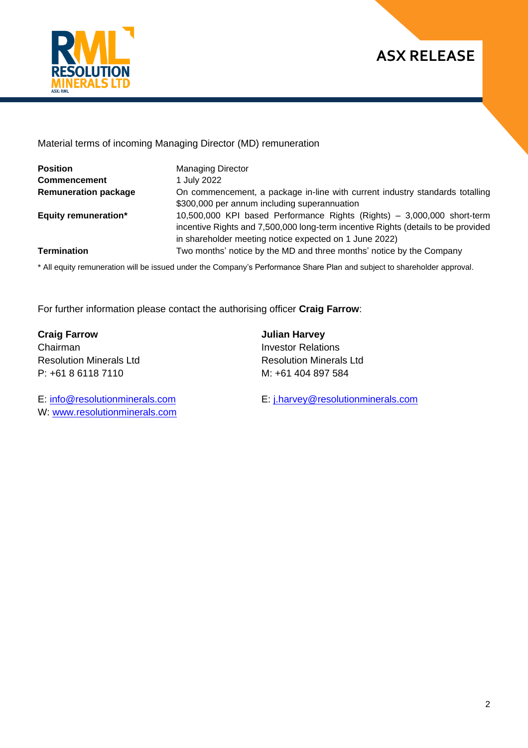Material terms of incoming Managing Director (MD) remuneration

| | |
|---|---|
| **Position** | Managing Director |
| **Commencement** | 1 July 2022 |
| **Remuneration package** | On commencement, a package in-line with current industry standards totalling $300,000 per annum including superannuation |
| **Equity remuneration*** | 10,500,000 KPI based Performance Rights (Rights) – 3,000,000 short-term incentive Rights and 7,500,000 long-term incentive Rights (details to be provided in shareholder meeting notice expected on 1 June 2022) |
| **Termination** | Two months' notice by the MD and three months' notice by the Company |

* All equity remuneration will be issued under the Company's Performance Share Plan and subject to shareholder approval.

For further information please contact the authorising officer **Craig Farrow**:

**Craig Farrow**
Chairman
Resolution Minerals Ltd
P: +61 8 6118 7110

E: info@resolutionminerals.com
W: www.resolutionminerals.com

**Julian Harvey**
Investor Relations
Resolution Minerals Ltd
M: +61 404 897 584

E: j.harvey@resolutionminerals.com